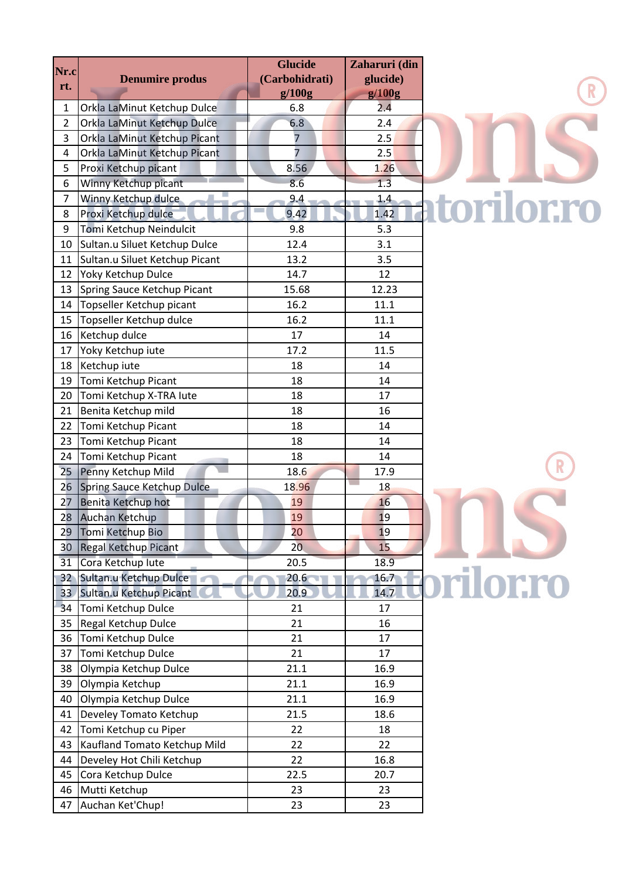| Nr.crt. | Denumire produs | Glucide (Carbohidrati) g/100g | Zaharuri (din glucide) g/100g |
|---|---|---|---|
| 1 | Orkla LaMinut Ketchup Dulce | 6.8 | 2.4 |
| 2 | Orkla LaMinut Ketchup Dulce | 6.8 | 2.4 |
| 3 | Orkla LaMinut Ketchup Picant | 7 | 2.5 |
| 4 | Orkla LaMinut Ketchup Picant | 7 | 2.5 |
| 5 | Proxi Ketchup picant | 8.56 | 1.26 |
| 6 | Winny Ketchup picant | 8.6 | 1.3 |
| 7 | Winny Ketchup dulce | 9.4 | 1.4 |
| 8 | Proxi Ketchup dulce | 9.42 | 1.42 |
| 9 | Tomi Ketchup Neindulcit | 9.8 | 5.3 |
| 10 | Sultan.u Siluet Ketchup Dulce | 12.4 | 3.1 |
| 11 | Sultan.u Siluet Ketchup Picant | 13.2 | 3.5 |
| 12 | Yoky Ketchup Dulce | 14.7 | 12 |
| 13 | Spring Sauce Ketchup Picant | 15.68 | 12.23 |
| 14 | Topseller Ketchup picant | 16.2 | 11.1 |
| 15 | Topseller Ketchup dulce | 16.2 | 11.1 |
| 16 | Ketchup dulce | 17 | 14 |
| 17 | Yoky Ketchup iute | 17.2 | 11.5 |
| 18 | Ketchup iute | 18 | 14 |
| 19 | Tomi Ketchup Picant | 18 | 14 |
| 20 | Tomi Ketchup X-TRA Iute | 18 | 17 |
| 21 | Benita Ketchup mild | 18 | 16 |
| 22 | Tomi Ketchup Picant | 18 | 14 |
| 23 | Tomi Ketchup Picant | 18 | 14 |
| 24 | Tomi Ketchup Picant | 18 | 14 |
| 25 | Penny Ketchup Mild | 18.6 | 17.9 |
| 26 | Spring Sauce Ketchup Dulce | 18.96 | 18 |
| 27 | Benita Ketchup hot | 19 | 16 |
| 28 | Auchan Ketchup | 19 | 19 |
| 29 | Tomi Ketchup Bio | 20 | 19 |
| 30 | Regal Ketchup Picant | 20 | 15 |
| 31 | Cora Ketchup Iute | 20.5 | 18.9 |
| 32 | Sultan.u Ketchup Dulce | 20.6 | 16.7 |
| 33 | Sultan.u Ketchup Picant | 20.9 | 14.7 |
| 34 | Tomi Ketchup Dulce | 21 | 17 |
| 35 | Regal Ketchup Dulce | 21 | 16 |
| 36 | Tomi Ketchup Dulce | 21 | 17 |
| 37 | Tomi Ketchup Dulce | 21 | 17 |
| 38 | Olympia Ketchup Dulce | 21.1 | 16.9 |
| 39 | Olympia Ketchup | 21.1 | 16.9 |
| 40 | Olympia Ketchup Dulce | 21.1 | 16.9 |
| 41 | Develey Tomato Ketchup | 21.5 | 18.6 |
| 42 | Tomi Ketchup cu Piper | 22 | 18 |
| 43 | Kaufland Tomato Ketchup Mild | 22 | 22 |
| 44 | Develey Hot Chili Ketchup | 22 | 16.8 |
| 45 | Cora Ketchup Dulce | 22.5 | 20.7 |
| 46 | Mutti Ketchup | 23 | 23 |
| 47 | Auchan Ket'Chup! | 23 | 23 |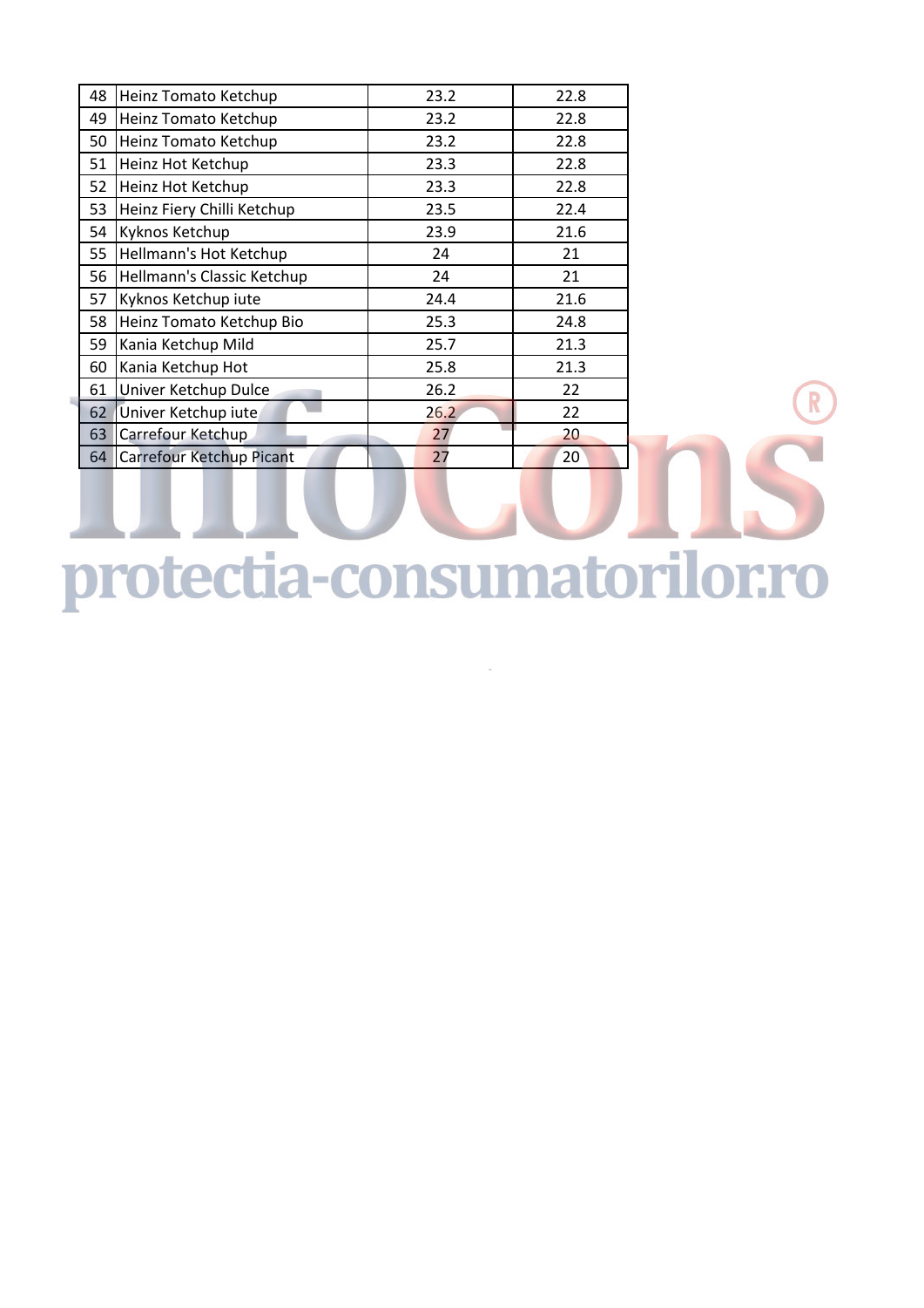| | | | |
|---|---|---|---|
| 48 | Heinz Tomato Ketchup | 23.2 | 22.8 |
| 49 | Heinz Tomato Ketchup | 23.2 | 22.8 |
| 50 | Heinz Tomato Ketchup | 23.2 | 22.8 |
| 51 | Heinz Hot Ketchup | 23.3 | 22.8 |
| 52 | Heinz Hot Ketchup | 23.3 | 22.8 |
| 53 | Heinz Fiery Chilli Ketchup | 23.5 | 22.4 |
| 54 | Kyknos Ketchup | 23.9 | 21.6 |
| 55 | Hellmann's Hot Ketchup | 24 | 21 |
| 56 | Hellmann's Classic Ketchup | 24 | 21 |
| 57 | Kyknos Ketchup iute | 24.4 | 21.6 |
| 58 | Heinz Tomato Ketchup Bio | 25.3 | 24.8 |
| 59 | Kania Ketchup Mild | 25.7 | 21.3 |
| 60 | Kania Ketchup Hot | 25.8 | 21.3 |
| 61 | Univer Ketchup Dulce | 26.2 | 22 |
| 62 | Univer Ketchup iute | 26.2 | 22 |
| 63 | Carrefour Ketchup | 27 | 20 |
| 64 | Carrefour Ketchup Picant | 27 | 20 |

InfoCons®

protectia-consumatorilor.ro